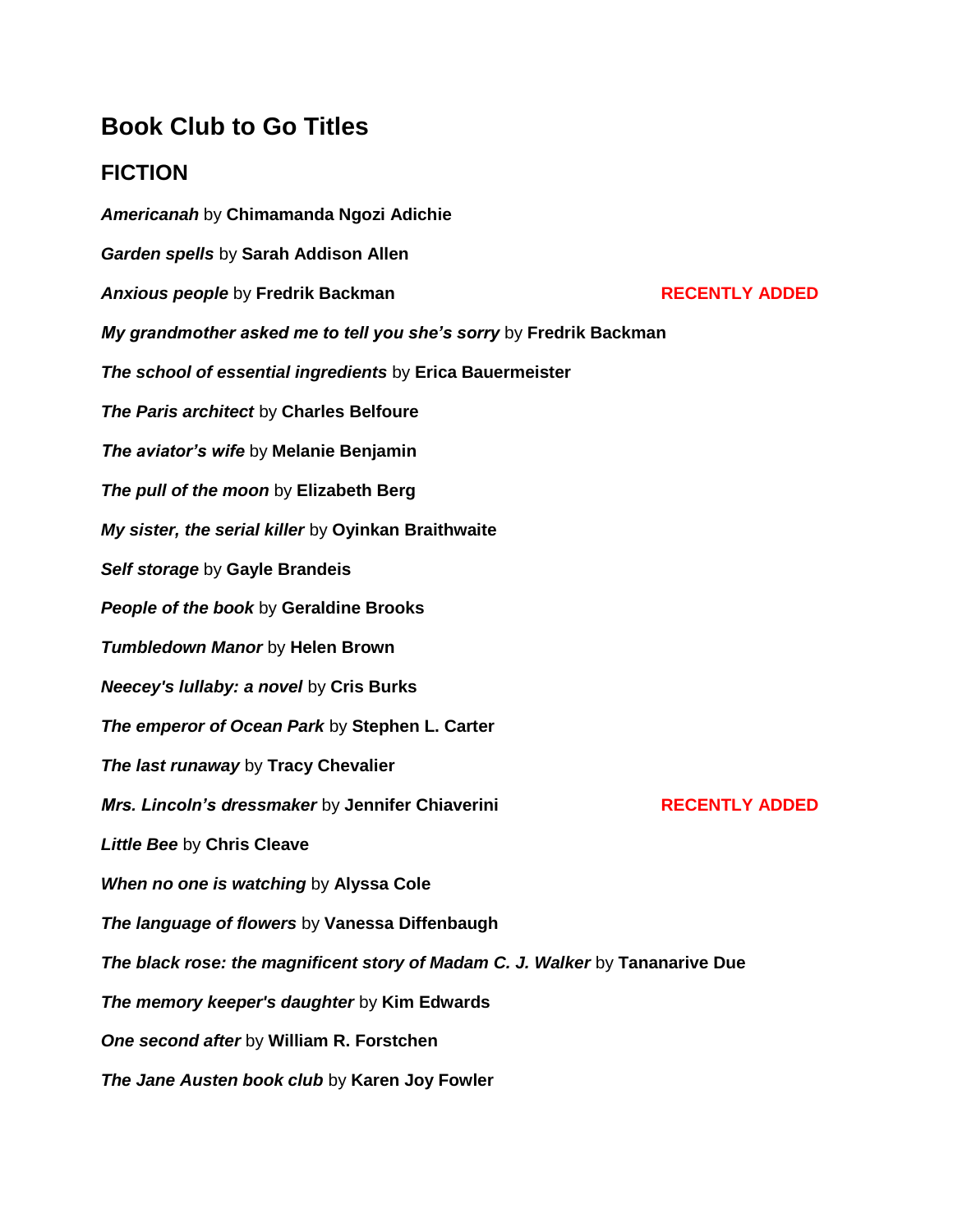# Book Club to Go Titles

## FICTION

***Americanah*** by **Chimamanda Ngozi Adichie**

***Garden spells*** by **Sarah Addison Allen**

***Anxious people*** by **Fredrik Backman** **RECENTLY ADDED**

***My grandmother asked me to tell you she's sorry*** by **Fredrik Backman**

***The school of essential ingredients*** by **Erica Bauermeister**

***The Paris architect*** by **Charles Belfoure**

***The aviator's wife*** by **Melanie Benjamin**

***The pull of the moon*** by **Elizabeth Berg**

***My sister, the serial killer*** by **Oyinkan Braithwaite**

***Self storage*** by **Gayle Brandeis**

***People of the book*** by **Geraldine Brooks**

***Tumbledown Manor*** by **Helen Brown**

***Neecey's lullaby: a novel*** by **Cris Burks**

***The emperor of Ocean Park*** by **Stephen L. Carter**

***The last runaway*** by **Tracy Chevalier**

***Mrs. Lincoln's dressmaker*** by **Jennifer Chiaverini** **RECENTLY ADDED**

***Little Bee*** by **Chris Cleave**

***When no one is watching*** by **Alyssa Cole**

***The language of flowers*** by **Vanessa Diffenbaugh**

***The black rose: the magnificent story of Madam C. J. Walker*** by **Tananarive Due**

***The memory keeper's daughter*** by **Kim Edwards**

***One second after*** by **William R. Forstchen**

***The Jane Austen book club*** by **Karen Joy Fowler**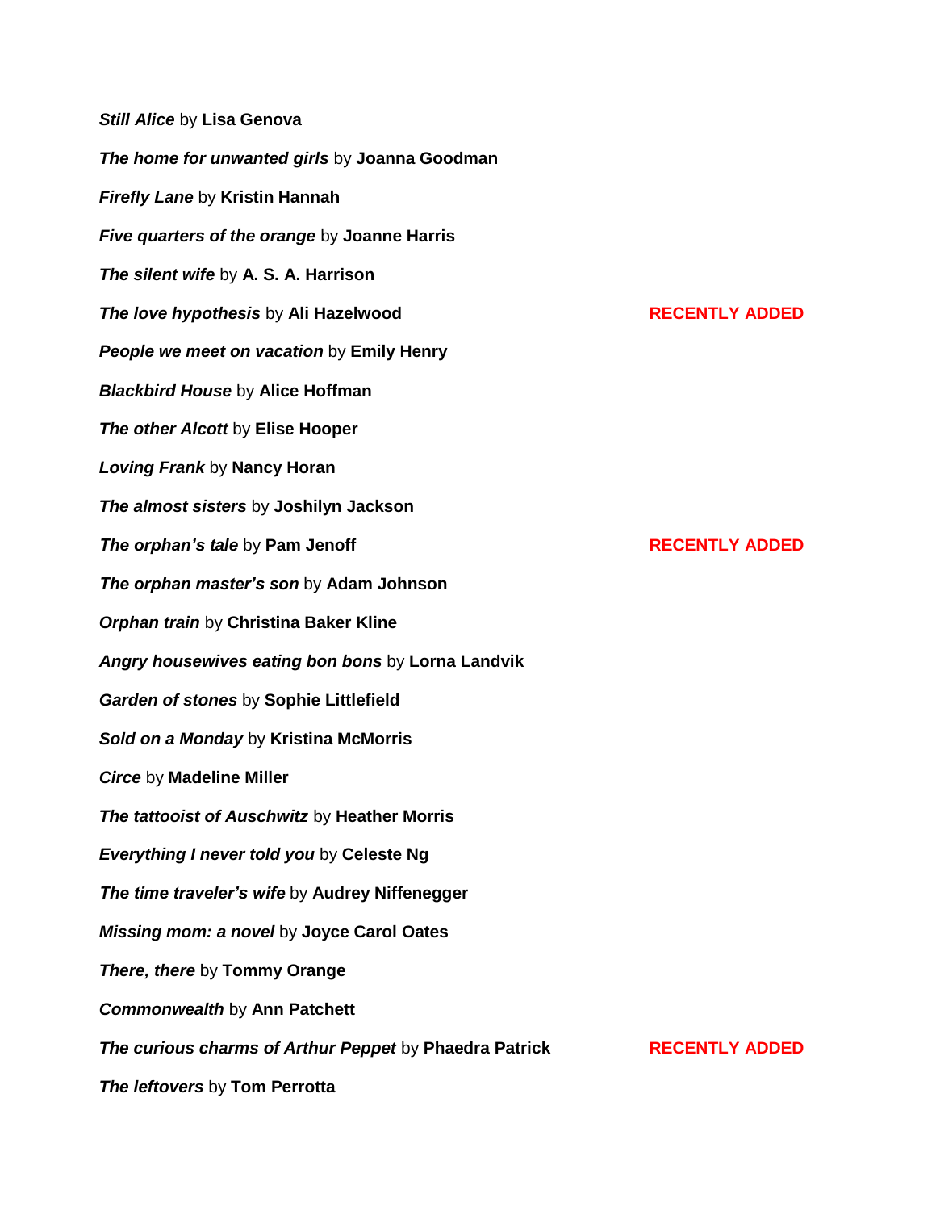***Still Alice*** by **Lisa Genova**

***The home for unwanted girls*** by **Joanna Goodman**

***Firefly Lane*** by **Kristin Hannah**

***Five quarters of the orange*** by **Joanne Harris**

***The silent wife*** by **A. S. A. Harrison**

***The love hypothesis*** by **Ali Hazelwood** **RECENTLY ADDED**

***People we meet on vacation*** by **Emily Henry**

***Blackbird House*** by **Alice Hoffman**

***The other Alcott*** by **Elise Hooper**

***Loving Frank*** by **Nancy Horan**

***The almost sisters*** by **Joshilyn Jackson**

***The orphan's tale*** by **Pam Jenoff** **RECENTLY ADDED**

***The orphan master's son*** by **Adam Johnson**

***Orphan train*** by **Christina Baker Kline**

***Angry housewives eating bon bons*** by **Lorna Landvik**

***Garden of stones*** by **Sophie Littlefield**

***Sold on a Monday*** by **Kristina McMorris**

***Circe*** by **Madeline Miller**

***The tattooist of Auschwitz*** by **Heather Morris**

***Everything I never told you*** by **Celeste Ng**

***The time traveler's wife*** by **Audrey Niffenegger**

***Missing mom: a novel*** by **Joyce Carol Oates**

***There, there*** by **Tommy Orange**

***Commonwealth*** by **Ann Patchett**

***The curious charms of Arthur Peppet*** by **Phaedra Patrick** **RECENTLY ADDED**

***The leftovers*** by **Tom Perrotta**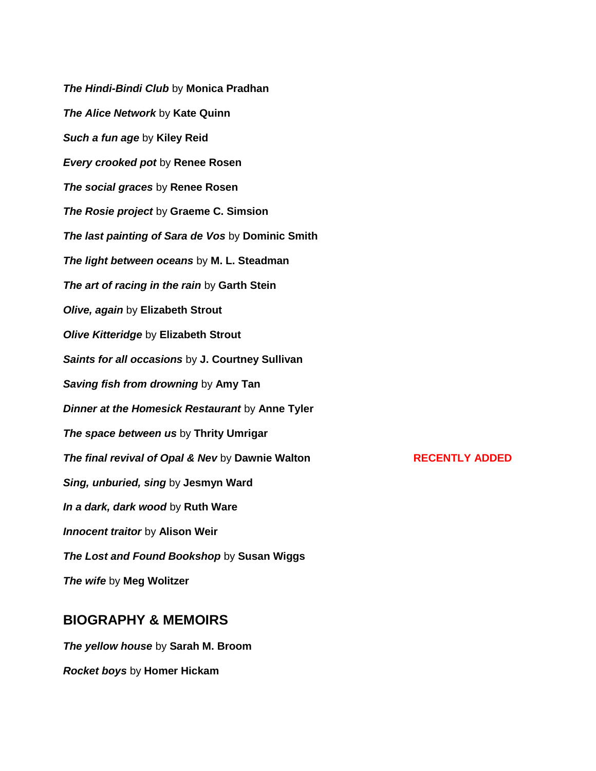***The Hindi-Bindi Club*** by **Monica Pradhan**

***The Alice Network*** by **Kate Quinn**

***Such a fun age*** by **Kiley Reid**

***Every crooked pot*** by **Renee Rosen**

***The social graces*** by **Renee Rosen**

***The Rosie project*** by **Graeme C. Simsion**

***The last painting of Sara de Vos*** by **Dominic Smith**

***The light between oceans*** by **M. L. Steadman**

***The art of racing in the rain*** by **Garth Stein**

***Olive, again*** by **Elizabeth Strout**

***Olive Kitteridge*** by **Elizabeth Strout**

***Saints for all occasions*** by **J. Courtney Sullivan**

***Saving fish from drowning*** by **Amy Tan**

***Dinner at the Homesick Restaurant*** by **Anne Tyler**

***The space between us*** by **Thrity Umrigar**

***The final revival of Opal & Nev*** by **Dawnie Walton** **RECENTLY ADDED**

***Sing, unburied, sing*** by **Jesmyn Ward**

***In a dark, dark wood*** by **Ruth Ware**

***Innocent traitor*** by **Alison Weir**

***The Lost and Found Bookshop*** by **Susan Wiggs**

***The wife*** by **Meg Wolitzer**

## BIOGRAPHY & MEMOIRS

***The yellow house*** by **Sarah M. Broom**

***Rocket boys*** by **Homer Hickam**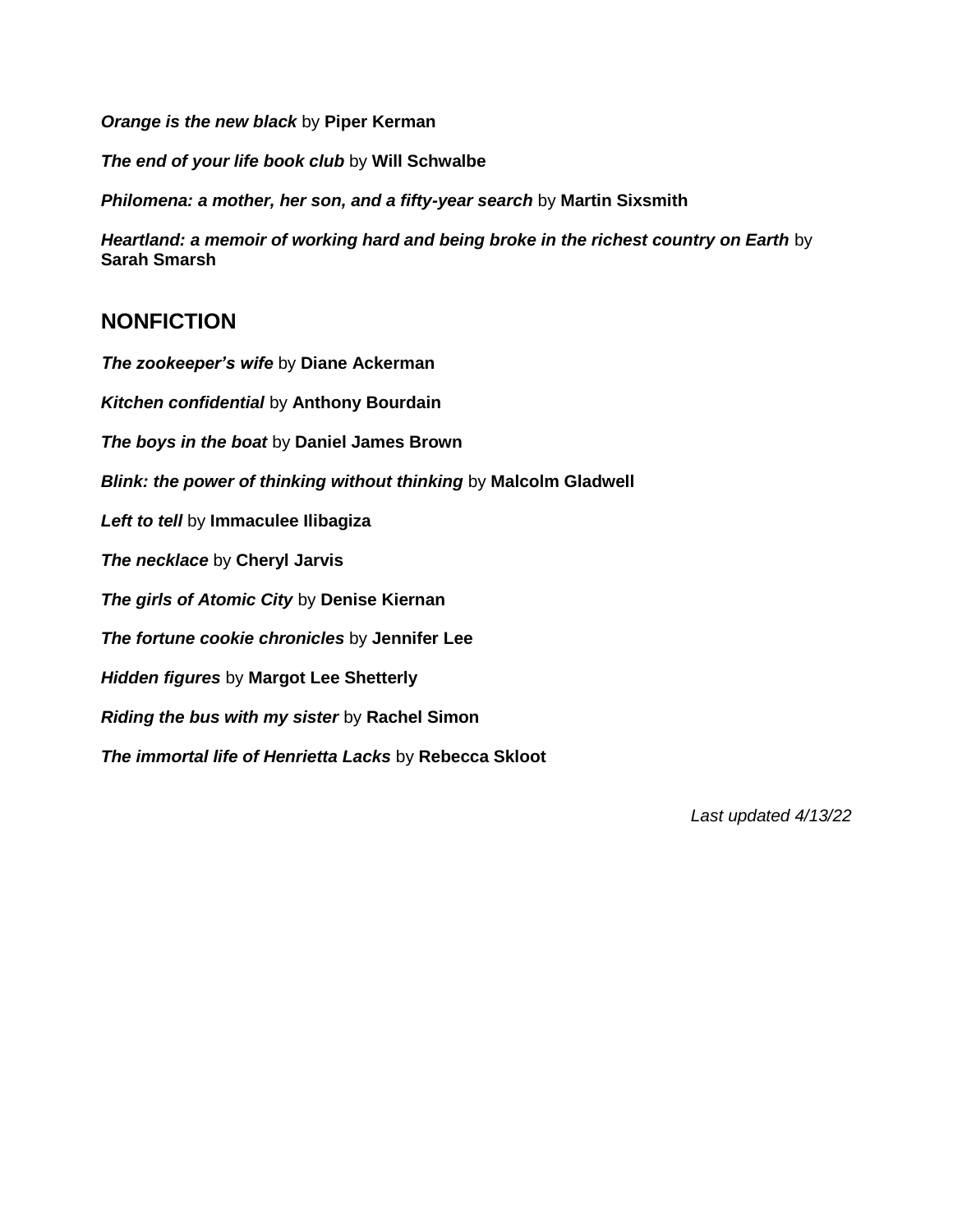***Orange is the new black*** by **Piper Kerman**

***The end of your life book club*** by **Will Schwalbe**

***Philomena: a mother, her son, and a fifty-year search*** by **Martin Sixsmith**

***Heartland: a memoir of working hard and being broke in the richest country on Earth*** by **Sarah Smarsh**

## NONFICTION

***The zookeeper's wife*** by **Diane Ackerman**

***Kitchen confidential*** by **Anthony Bourdain**

***The boys in the boat*** by **Daniel James Brown**

***Blink: the power of thinking without thinking*** by **Malcolm Gladwell**

***Left to tell*** by **Immaculee Ilibagiza**

***The necklace*** by **Cheryl Jarvis**

***The girls of Atomic City*** by **Denise Kiernan**

***The fortune cookie chronicles*** by **Jennifer Lee**

***Hidden figures*** by **Margot Lee Shetterly**

***Riding the bus with my sister*** by **Rachel Simon**

***The immortal life of Henrietta Lacks*** by **Rebecca Skloot**

*Last updated 4/13/22*